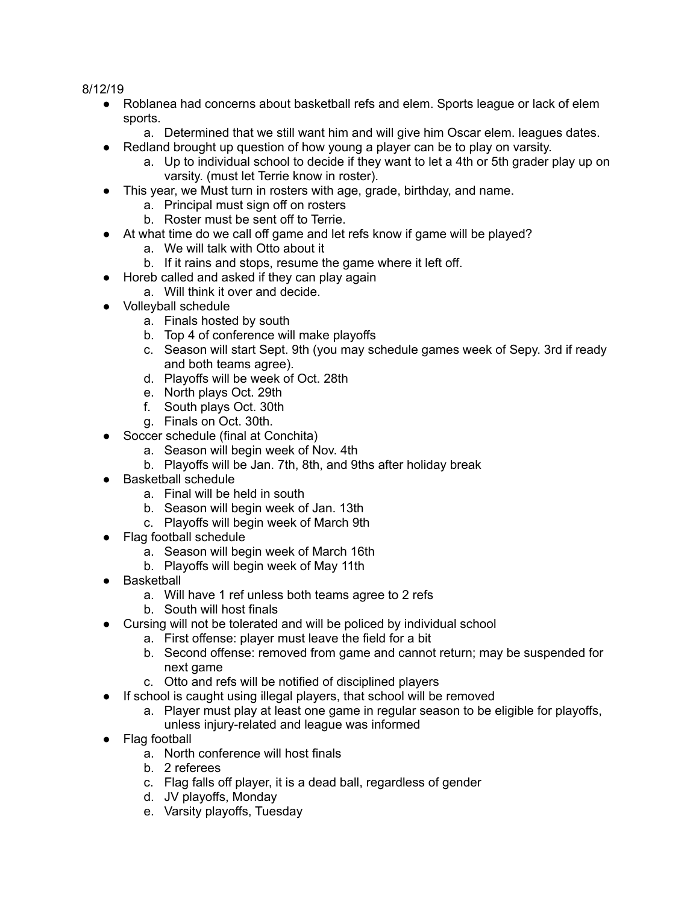8/12/19

- Roblanea had concerns about basketball refs and elem. Sports league or lack of elem sports.
    a. Determined that we still want him and will give him Oscar elem. leagues dates.
- Redland brought up question of how young a player can be to play on varsity.
    a. Up to individual school to decide if they want to let a 4th or 5th grader play up on varsity. (must let Terrie know in roster).
- This year, we Must turn in rosters with age, grade, birthday, and name.
    a. Principal must sign off on rosters
    b. Roster must be sent off to Terrie.
- At what time do we call off game and let refs know if game will be played?
    a. We will talk with Otto about it
    b. If it rains and stops, resume the game where it left off.
- Horeb called and asked if they can play again
    a. Will think it over and decide.
- Volleyball schedule
    a. Finals hosted by south
    b. Top 4 of conference will make playoffs
    c. Season will start Sept. 9th (you may schedule games week of Sepy. 3rd if ready and both teams agree).
    d. Playoffs will be week of Oct. 28th
    e. North plays Oct. 29th
    f. South plays Oct. 30th
    g. Finals on Oct. 30th.
- Soccer schedule (final at Conchita)
    a. Season will begin week of Nov. 4th
    b. Playoffs will be Jan. 7th, 8th, and 9ths after holiday break
- Basketball schedule
    a. Final will be held in south
    b. Season will begin week of Jan. 13th
    c. Playoffs will begin week of March 9th
- Flag football schedule
    a. Season will begin week of March 16th
    b. Playoffs will begin week of May 11th
- Basketball
    a. Will have 1 ref unless both teams agree to 2 refs
    b. South will host finals
- Cursing will not be tolerated and will be policed by individual school
    a. First offense: player must leave the field for a bit
    b. Second offense: removed from game and cannot return; may be suspended for next game
    c. Otto and refs will be notified of disciplined players
- If school is caught using illegal players, that school will be removed
    a. Player must play at least one game in regular season to be eligible for playoffs, unless injury-related and league was informed
- Flag football
    a. North conference will host finals
    b. 2 referees
    c. Flag falls off player, it is a dead ball, regardless of gender
    d. JV playoffs, Monday
    e. Varsity playoffs, Tuesday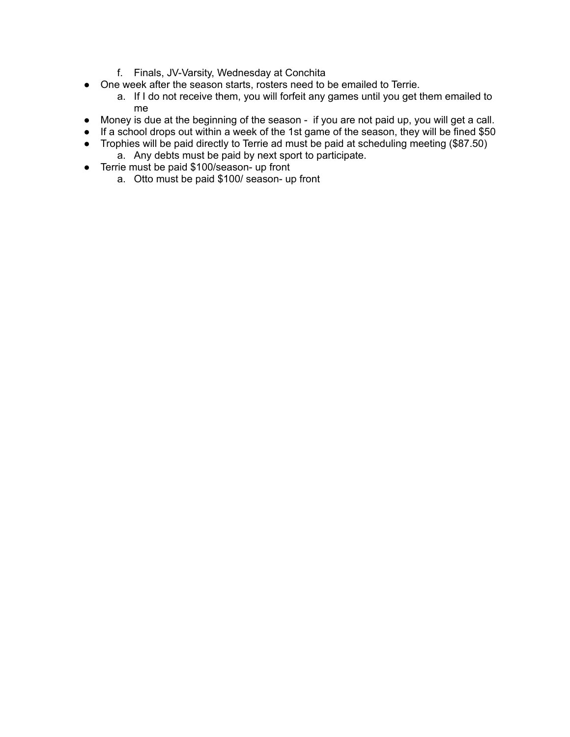f. Finals, JV-Varsity, Wednesday at Conchita

- One week after the season starts, rosters need to be emailed to Terrie.
   a. If I do not receive them, you will forfeit any games until you get them emailed to me
- Money is due at the beginning of the season - if you are not paid up, you will get a call.
- If a school drops out within a week of the 1st game of the season, they will be fined $50
- Trophies will be paid directly to Terrie ad must be paid at scheduling meeting ($87.50)
   a. Any debts must be paid by next sport to participate.
- Terrie must be paid $100/season- up front
   a. Otto must be paid $100/ season- up front